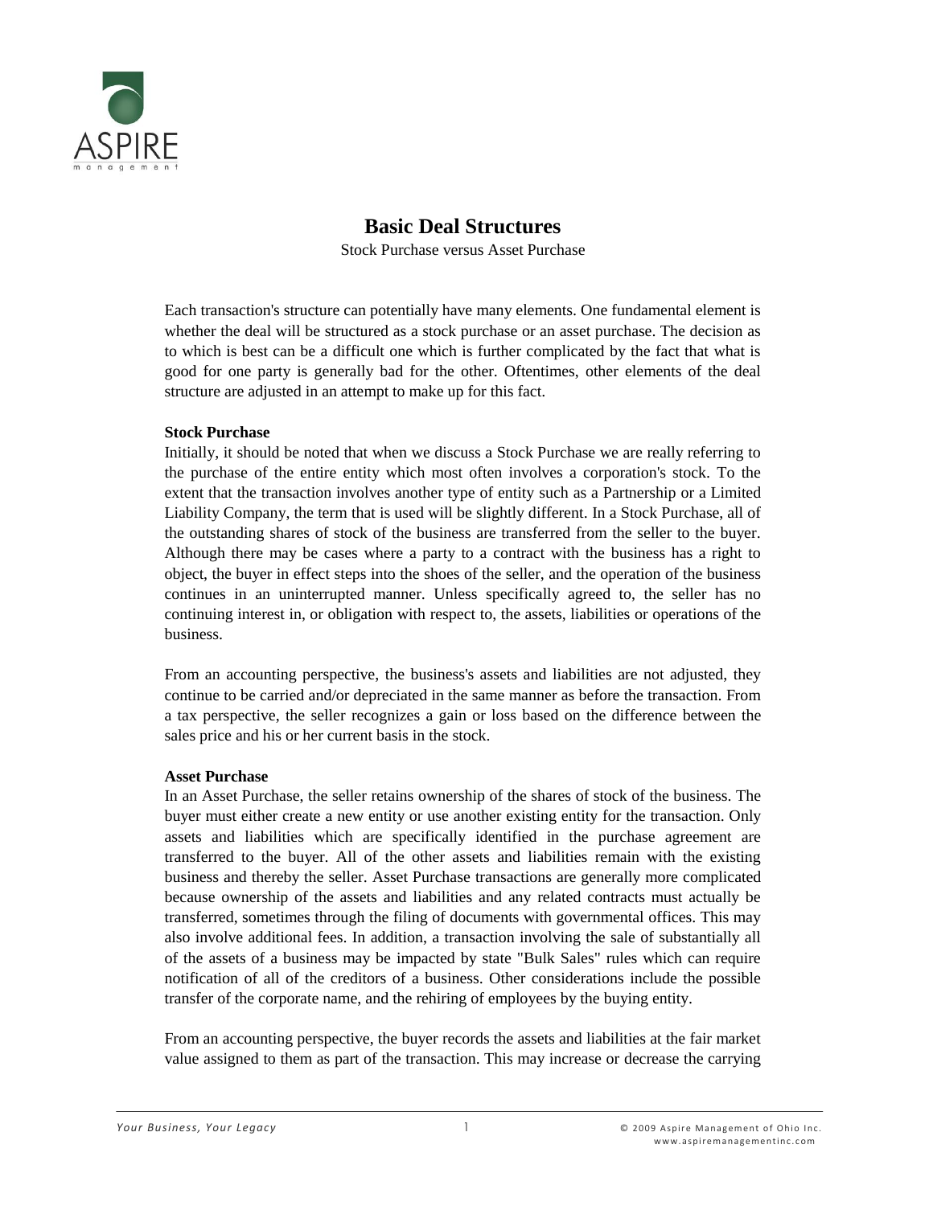# Basic Deal Structures

Stock Purchase versus Asset Purchase

Each transaction's structure can potentially have many elements. One fundamental element is whether the deal will be structured as a stock purchase or an asset purchase. The decision as to which is best can be a difficult one which is further complicated by the fact that what is good for one party is generally bad for the other. Oftentimes, other elements of the deal structure are adjusted in an attempt to make up for this fact.

**Stock Purchase**

Initially, it should be noted that when we discuss a Stock Purchase we are really referring to the purchase of the entire entity which most often involves a corporation's stock. To the extent that the transaction involves another type of entity such as a Partnership or a Limited Liability Company, the term that is used will be slightly different. In a Stock Purchase, all of the outstanding shares of stock of the business are transferred from the seller to the buyer. Although there may be cases where a party to a contract with the business has a right to object, the buyer in effect steps into the shoes of the seller, and the operation of the business continues in an uninterrupted manner. Unless specifically agreed to, the seller has no continuing interest in, or obligation with respect to, the assets, liabilities or operations of the business.

From an accounting perspective, the business's assets and liabilities are not adjusted, they continue to be carried and/or depreciated in the same manner as before the transaction. From a tax perspective, the seller recognizes a gain or loss based on the difference between the sales price and his or her current basis in the stock.

**Asset Purchase**

In an Asset Purchase, the seller retains ownership of the shares of stock of the business. The buyer must either create a new entity or use another existing entity for the transaction. Only assets and liabilities which are specifically identified in the purchase agreement are transferred to the buyer. All of the other assets and liabilities remain with the existing business and thereby the seller. Asset Purchase transactions are generally more complicated because ownership of the assets and liabilities and any related contracts must actually be transferred, sometimes through the filing of documents with governmental offices. This may also involve additional fees. In addition, a transaction involving the sale of substantially all of the assets of a business may be impacted by state "Bulk Sales" rules which can require notification of all of the creditors of a business. Other considerations include the possible transfer of the corporate name, and the rehiring of employees by the buying entity.

From an accounting perspective, the buyer records the assets and liabilities at the fair market value assigned to them as part of the transaction. This may increase or decrease the carrying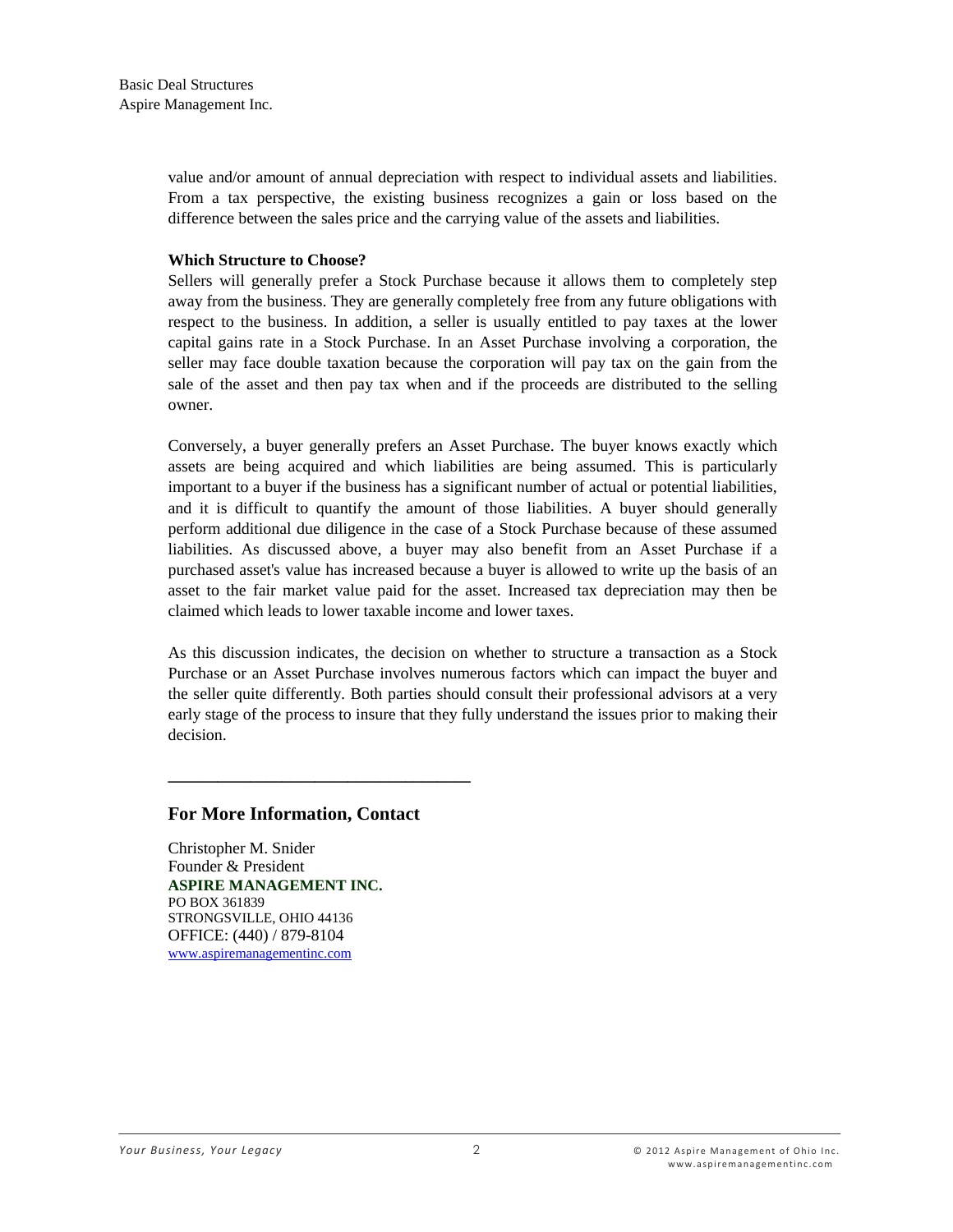value and/or amount of annual depreciation with respect to individual assets and liabilities. From a tax perspective, the existing business recognizes a gain or loss based on the difference between the sales price and the carrying value of the assets and liabilities.

**Which Structure to Choose?**

Sellers will generally prefer a Stock Purchase because it allows them to completely step away from the business. They are generally completely free from any future obligations with respect to the business. In addition, a seller is usually entitled to pay taxes at the lower capital gains rate in a Stock Purchase. In an Asset Purchase involving a corporation, the seller may face double taxation because the corporation will pay tax on the gain from the sale of the asset and then pay tax when and if the proceeds are distributed to the selling owner.

Conversely, a buyer generally prefers an Asset Purchase. The buyer knows exactly which assets are being acquired and which liabilities are being assumed. This is particularly important to a buyer if the business has a significant number of actual or potential liabilities, and it is difficult to quantify the amount of those liabilities. A buyer should generally perform additional due diligence in the case of a Stock Purchase because of these assumed liabilities. As discussed above, a buyer may also benefit from an Asset Purchase if a purchased asset's value has increased because a buyer is allowed to write up the basis of an asset to the fair market value paid for the asset. Increased tax depreciation may then be claimed which leads to lower taxable income and lower taxes.

As this discussion indicates, the decision on whether to structure a transaction as a Stock Purchase or an Asset Purchase involves numerous factors which can impact the buyer and the seller quite differently. Both parties should consult their professional advisors at a very early stage of the process to insure that they fully understand the issues prior to making their decision.

---

## For More Information, Contact

Christopher M. Snider
Founder & President
**ASPIRE MANAGEMENT INC.**
PO BOX 361839
STRONGSVILLE, OHIO 44136
OFFICE: (440) / 879-8104
www.aspiremanagementinc.com